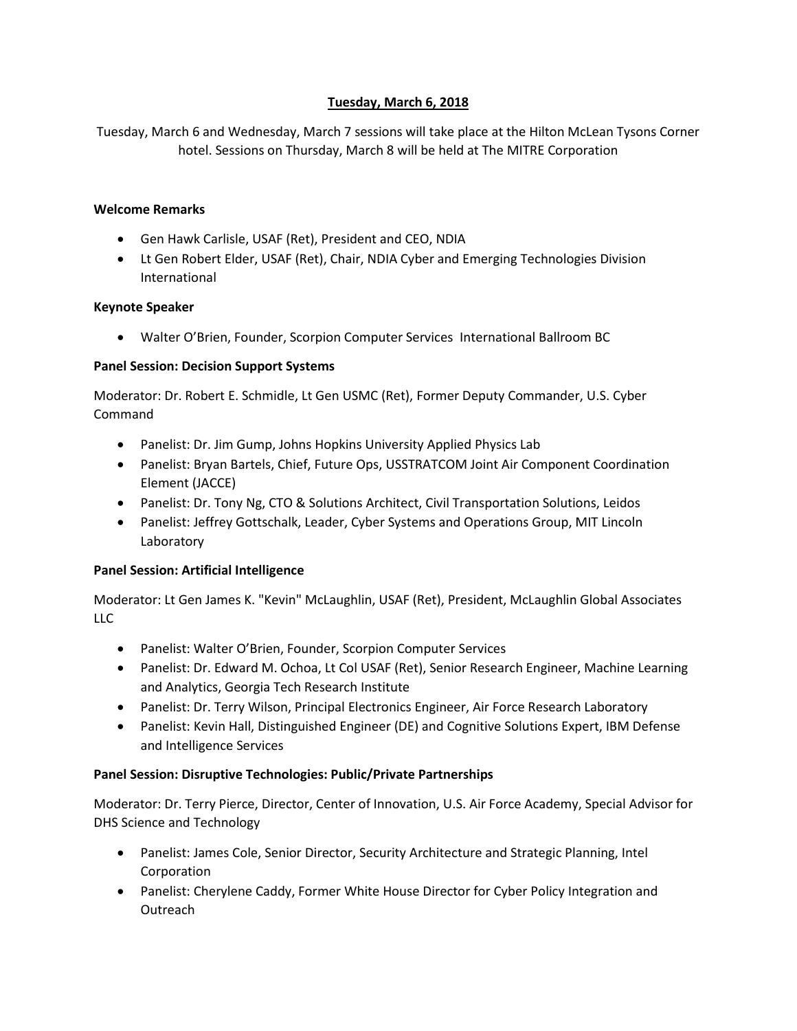# Tuesday, March 6, 2018

Tuesday, March 6 and Wednesday, March 7 sessions will take place at the Hilton McLean Tysons Corner hotel. Sessions on Thursday, March 8 will be held at The MITRE Corporation

**Welcome Remarks**

- Gen Hawk Carlisle, USAF (Ret), President and CEO, NDIA
- Lt Gen Robert Elder, USAF (Ret), Chair, NDIA Cyber and Emerging Technologies Division International

**Keynote Speaker**

- Walter O'Brien, Founder, Scorpion Computer Services International Ballroom BC

**Panel Session: Decision Support Systems**

Moderator: Dr. Robert E. Schmidle, Lt Gen USMC (Ret), Former Deputy Commander, U.S. Cyber Command

- Panelist: Dr. Jim Gump, Johns Hopkins University Applied Physics Lab
- Panelist: Bryan Bartels, Chief, Future Ops, USSTRATCOM Joint Air Component Coordination Element (JACCE)
- Panelist: Dr. Tony Ng, CTO & Solutions Architect, Civil Transportation Solutions, Leidos
- Panelist: Jeffrey Gottschalk, Leader, Cyber Systems and Operations Group, MIT Lincoln Laboratory

**Panel Session: Artificial Intelligence**

Moderator: Lt Gen James K. "Kevin" McLaughlin, USAF (Ret), President, McLaughlin Global Associates LLC

- Panelist: Walter O'Brien, Founder, Scorpion Computer Services
- Panelist: Dr. Edward M. Ochoa, Lt Col USAF (Ret), Senior Research Engineer, Machine Learning and Analytics, Georgia Tech Research Institute
- Panelist: Dr. Terry Wilson, Principal Electronics Engineer, Air Force Research Laboratory
- Panelist: Kevin Hall, Distinguished Engineer (DE) and Cognitive Solutions Expert, IBM Defense and Intelligence Services

**Panel Session: Disruptive Technologies: Public/Private Partnerships**

Moderator: Dr. Terry Pierce, Director, Center of Innovation, U.S. Air Force Academy, Special Advisor for DHS Science and Technology

- Panelist: James Cole, Senior Director, Security Architecture and Strategic Planning, Intel Corporation
- Panelist: Cherylene Caddy, Former White House Director for Cyber Policy Integration and Outreach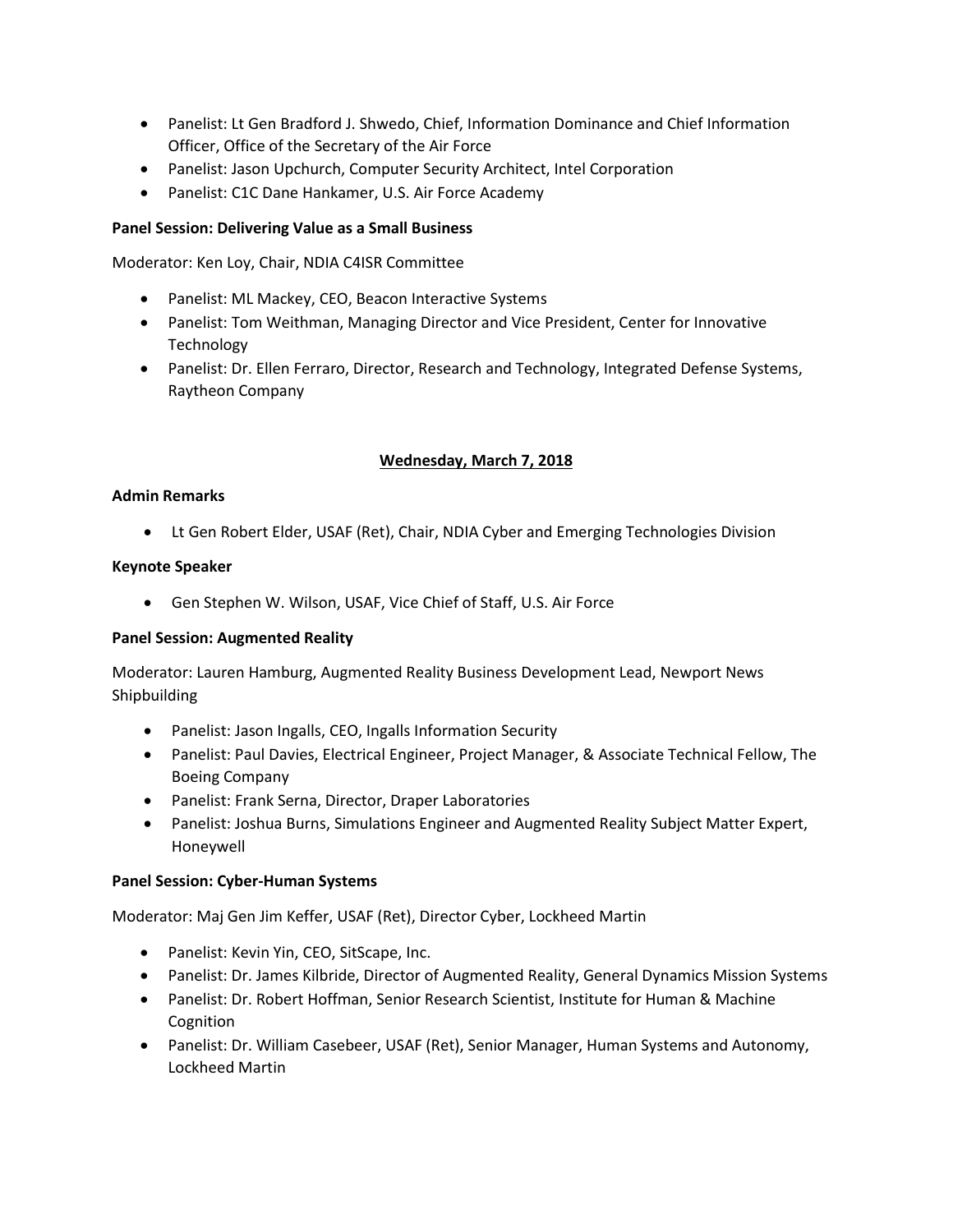- Panelist: Lt Gen Bradford J. Shwedo, Chief, Information Dominance and Chief Information Officer, Office of the Secretary of the Air Force
- Panelist: Jason Upchurch, Computer Security Architect, Intel Corporation
- Panelist: C1C Dane Hankamer, U.S. Air Force Academy

**Panel Session: Delivering Value as a Small Business**

Moderator: Ken Loy, Chair, NDIA C4ISR Committee

- Panelist: ML Mackey, CEO, Beacon Interactive Systems
- Panelist: Tom Weithman, Managing Director and Vice President, Center for Innovative Technology
- Panelist: Dr. Ellen Ferraro, Director, Research and Technology, Integrated Defense Systems, Raytheon Company

## Wednesday, March 7, 2018

**Admin Remarks**

- Lt Gen Robert Elder, USAF (Ret), Chair, NDIA Cyber and Emerging Technologies Division

**Keynote Speaker**

- Gen Stephen W. Wilson, USAF, Vice Chief of Staff, U.S. Air Force

**Panel Session: Augmented Reality**

Moderator: Lauren Hamburg, Augmented Reality Business Development Lead, Newport News Shipbuilding

- Panelist: Jason Ingalls, CEO, Ingalls Information Security
- Panelist: Paul Davies, Electrical Engineer, Project Manager, & Associate Technical Fellow, The Boeing Company
- Panelist: Frank Serna, Director, Draper Laboratories
- Panelist: Joshua Burns, Simulations Engineer and Augmented Reality Subject Matter Expert, Honeywell

**Panel Session: Cyber-Human Systems**

Moderator: Maj Gen Jim Keffer, USAF (Ret), Director Cyber, Lockheed Martin

- Panelist: Kevin Yin, CEO, SitScape, Inc.
- Panelist: Dr. James Kilbride, Director of Augmented Reality, General Dynamics Mission Systems
- Panelist: Dr. Robert Hoffman, Senior Research Scientist, Institute for Human & Machine Cognition
- Panelist: Dr. William Casebeer, USAF (Ret), Senior Manager, Human Systems and Autonomy, Lockheed Martin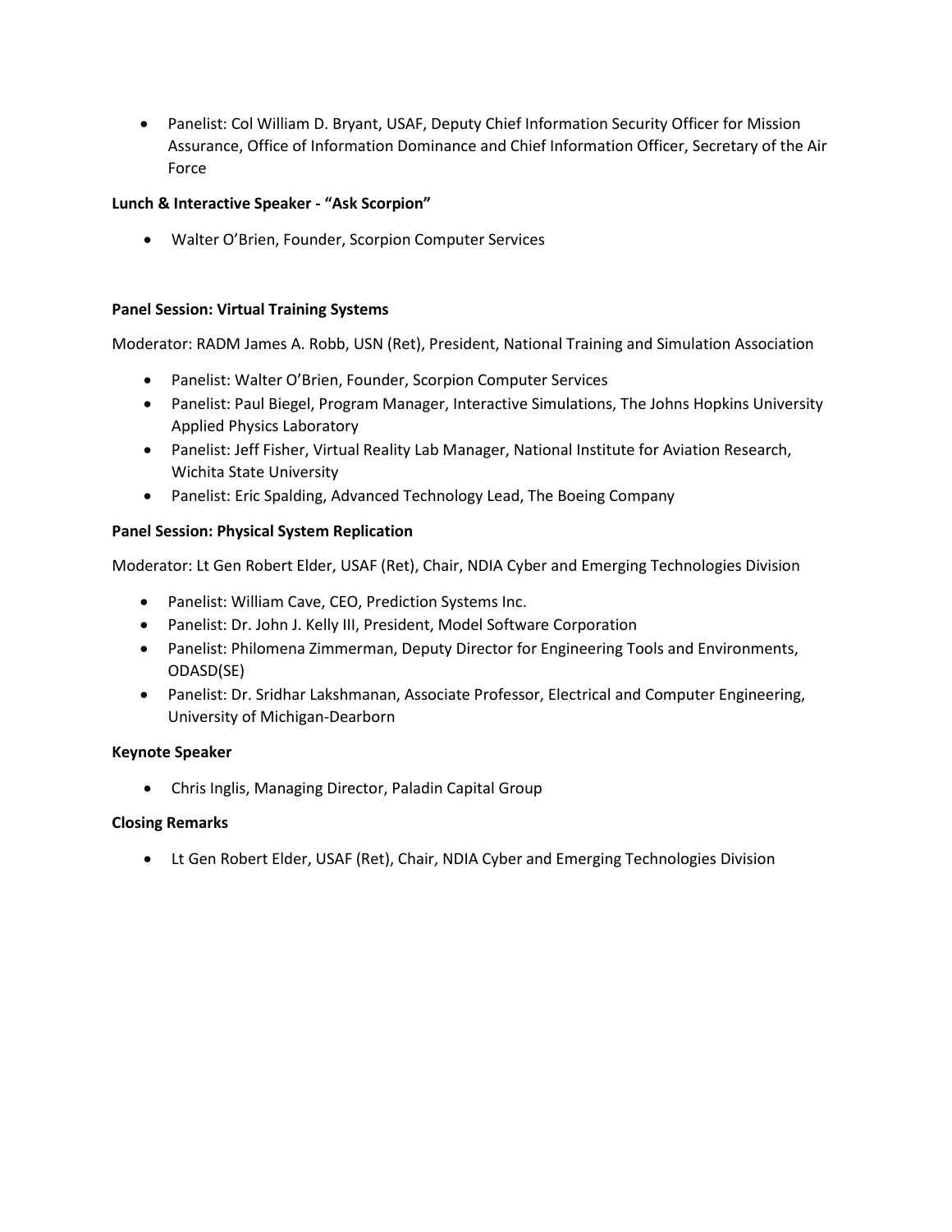- Panelist: Col William D. Bryant, USAF, Deputy Chief Information Security Officer for Mission Assurance, Office of Information Dominance and Chief Information Officer, Secretary of the Air Force

**Lunch & Interactive Speaker - "Ask Scorpion"**

- Walter O'Brien, Founder, Scorpion Computer Services

**Panel Session: Virtual Training Systems**

Moderator: RADM James A. Robb, USN (Ret), President, National Training and Simulation Association

- Panelist: Walter O'Brien, Founder, Scorpion Computer Services
- Panelist: Paul Biegel, Program Manager, Interactive Simulations, The Johns Hopkins University Applied Physics Laboratory
- Panelist: Jeff Fisher, Virtual Reality Lab Manager, National Institute for Aviation Research, Wichita State University
- Panelist: Eric Spalding, Advanced Technology Lead, The Boeing Company

**Panel Session: Physical System Replication**

Moderator: Lt Gen Robert Elder, USAF (Ret), Chair, NDIA Cyber and Emerging Technologies Division

- Panelist: William Cave, CEO, Prediction Systems Inc.
- Panelist: Dr. John J. Kelly III, President, Model Software Corporation
- Panelist: Philomena Zimmerman, Deputy Director for Engineering Tools and Environments, ODASD(SE)
- Panelist: Dr. Sridhar Lakshmanan, Associate Professor, Electrical and Computer Engineering, University of Michigan-Dearborn

**Keynote Speaker**

- Chris Inglis, Managing Director, Paladin Capital Group

**Closing Remarks**

- Lt Gen Robert Elder, USAF (Ret), Chair, NDIA Cyber and Emerging Technologies Division